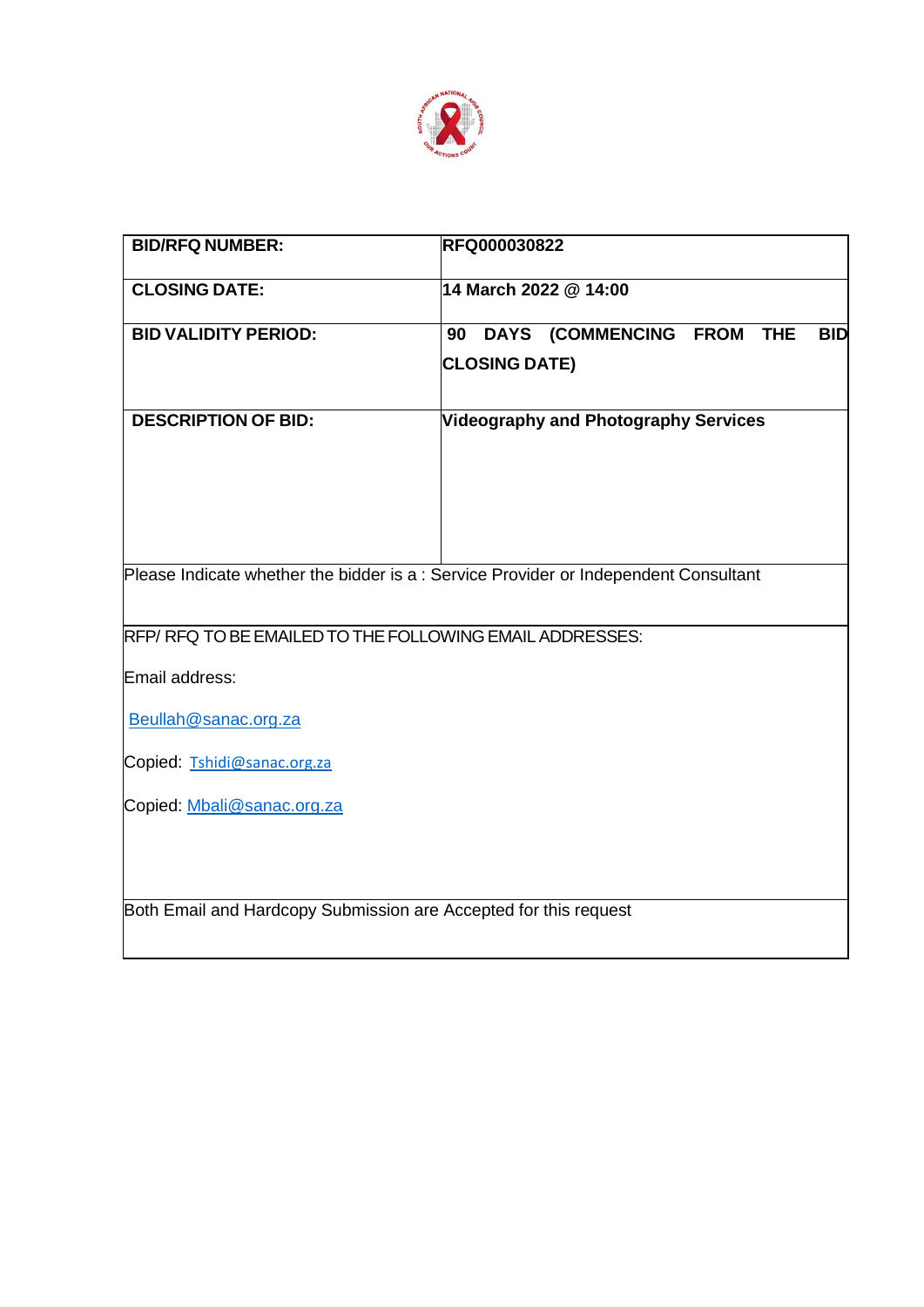| **BID/RFQ NUMBER:** | **RFQ000030822** |
|---|---|
| **CLOSING DATE:** | **14 March 2022 @ 14:00** |
| **BID VALIDITY PERIOD:** | **90 DAYS (COMMENCING FROM THE BID CLOSING DATE)** |
| **DESCRIPTION OF BID:** | **Videography and Photography Services** |
| Please Indicate whether the bidder is a : Service Provider or Independent Consultant | |
| RFP/ RFQ TO BE EMAILED TO THE FOLLOWING EMAIL ADDRESSES:<br><br>Email address:<br><br>Beullah@sanac.org.za<br><br>Copied: Tshidi@sanac.org.za<br><br>Copied: Mbali@sanac.org.za | |
| Both Email and Hardcopy Submission are Accepted for this request | |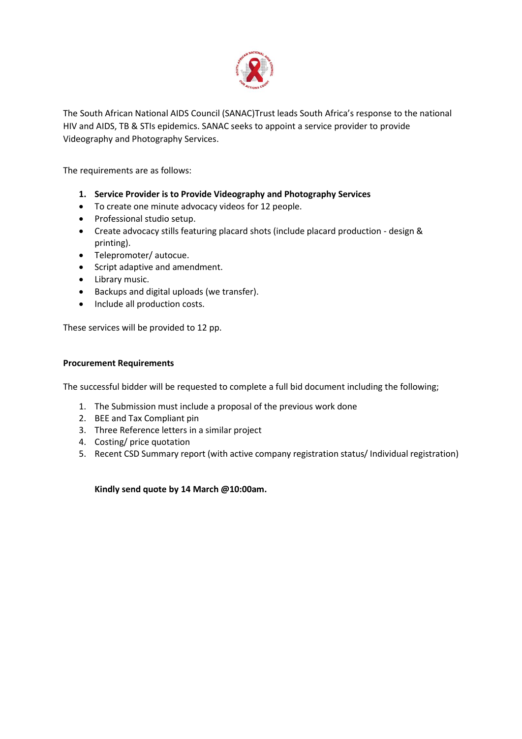The South African National AIDS Council (SANAC)Trust leads South Africa's response to the national HIV and AIDS, TB & STIs epidemics. SANAC seeks to appoint a service provider to provide Videography and Photography Services.

The requirements are as follows:

1. **Service Provider is to Provide Videography and Photography Services**

- To create one minute advocacy videos for 12 people.
- Professional studio setup.
- Create advocacy stills featuring placard shots (include placard production - design & printing).
- Telepromoter/ autocue.
- Script adaptive and amendment.
- Library music.
- Backups and digital uploads (we transfer).
- Include all production costs.

These services will be provided to 12 pp.

**Procurement Requirements**

The successful bidder will be requested to complete a full bid document including the following;

1. The Submission must include a proposal of the previous work done
2. BEE and Tax Compliant pin
3. Three Reference letters in a similar project
4. Costing/ price quotation
5. Recent CSD Summary report (with active company registration status/ Individual registration)

**Kindly send quote by 14 March @10:00am.**